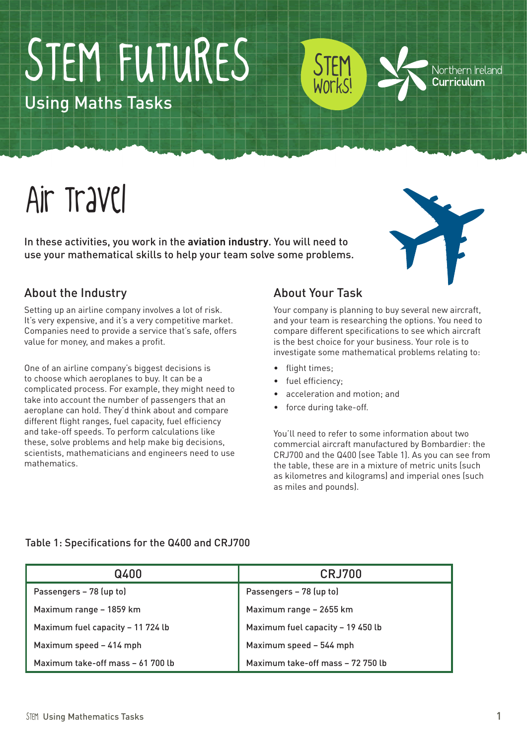# STEM FUTURES

## Using Maths Tasks

STEM Works!

Northern Ireland Curriculum

# Air Travel

In these activities, you work in the **aviation industry**. You will need to use your mathematical skills to help your team solve some problems.

## About the Industry

Setting up an airline company involves a lot of risk. It's very expensive, and it's a very competitive market. Companies need to provide a service that's safe, offers value for money, and makes a profit.

One of an airline company's biggest decisions is to choose which aeroplanes to buy. It can be a complicated process. For example, they might need to take into account the number of passengers that an aeroplane can hold. They'd think about and compare different flight ranges, fuel capacity, fuel efficiency and take-off speeds. To perform calculations like these, solve problems and help make big decisions, scientists, mathematicians and engineers need to use mathematics.

## About Your Task

Your company is planning to buy several new aircraft, and your team is researching the options. You need to compare different specifications to see which aircraft is the best choice for your business. Your role is to investigate some mathematical problems relating to:

- flight times;
- fuel efficiency;
- acceleration and motion; and
- force during take-off.

You'll need to refer to some information about two commercial aircraft manufactured by Bombardier: the CRJ700 and the Q400 (see Table 1). As you can see from the table, these are in a mixture of metric units (such as kilometres and kilograms) and imperial ones (such as miles and pounds).

Table 1: Specifications for the Q400 and CRJ700

| Q400 | CRJ700 |
|---|---|
| Passengers – 78 (up to) | Passengers – 78 (up to) |
| Maximum range – 1859 km | Maximum range – 2655 km |
| Maximum fuel capacity – 11 724 lb | Maximum fuel capacity – 19 450 lb |
| Maximum speed – 414 mph | Maximum speed – 544 mph |
| Maximum take-off mass – 61 700 lb | Maximum take-off mass – 72 750 lb |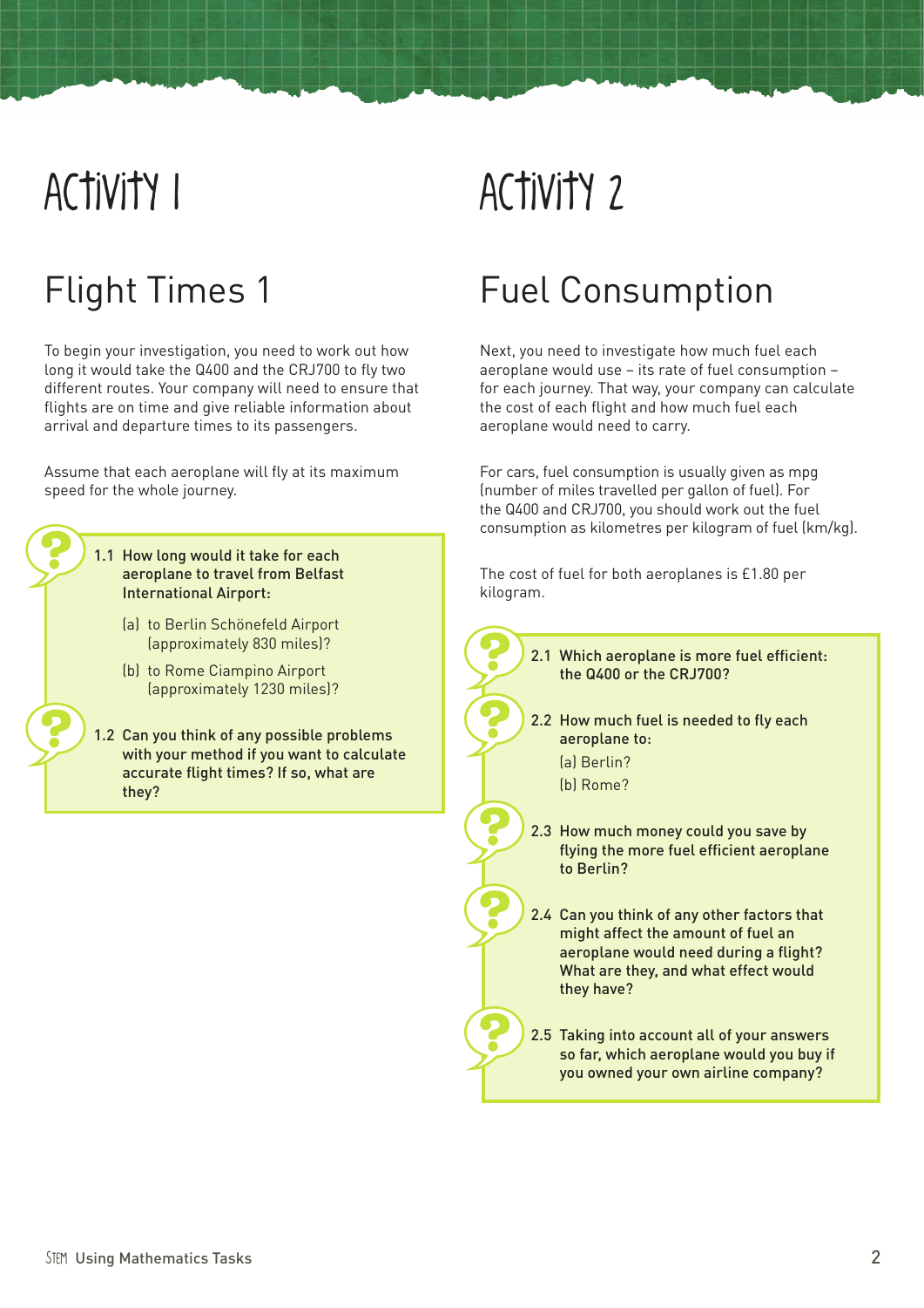# Activity 1

## Flight Times 1

To begin your investigation, you need to work out how long it would take the Q400 and the CRJ700 to fly two different routes. Your company will need to ensure that flights are on time and give reliable information about arrival and departure times to its passengers.

Assume that each aeroplane will fly at its maximum speed for the whole journey.

**1.1 How long would it take for each aeroplane to travel from Belfast International Airport:**

(a) to Berlin Schönefeld Airport (approximately 830 miles)?

(b) to Rome Ciampino Airport (approximately 1230 miles)?

**1.2 Can you think of any possible problems with your method if you want to calculate accurate flight times? If so, what are they?**

# Activity 2

## Fuel Consumption

Next, you need to investigate how much fuel each aeroplane would use – its rate of fuel consumption – for each journey. That way, your company can calculate the cost of each flight and how much fuel each aeroplane would need to carry.

For cars, fuel consumption is usually given as mpg (number of miles travelled per gallon of fuel). For the Q400 and CRJ700, you should work out the fuel consumption as kilometres per kilogram of fuel (km/kg).

The cost of fuel for both aeroplanes is £1.80 per kilogram.

**2.1 Which aeroplane is more fuel efficient: the Q400 or the CRJ700?**

**2.2 How much fuel is needed to fly each aeroplane to:**

(a) Berlin?

(b) Rome?

**2.3 How much money could you save by flying the more fuel efficient aeroplane to Berlin?**

**2.4 Can you think of any other factors that might affect the amount of fuel an aeroplane would need during a flight? What are they, and what effect would they have?**

**2.5 Taking into account all of your answers so far, which aeroplane would you buy if you owned your own airline company?**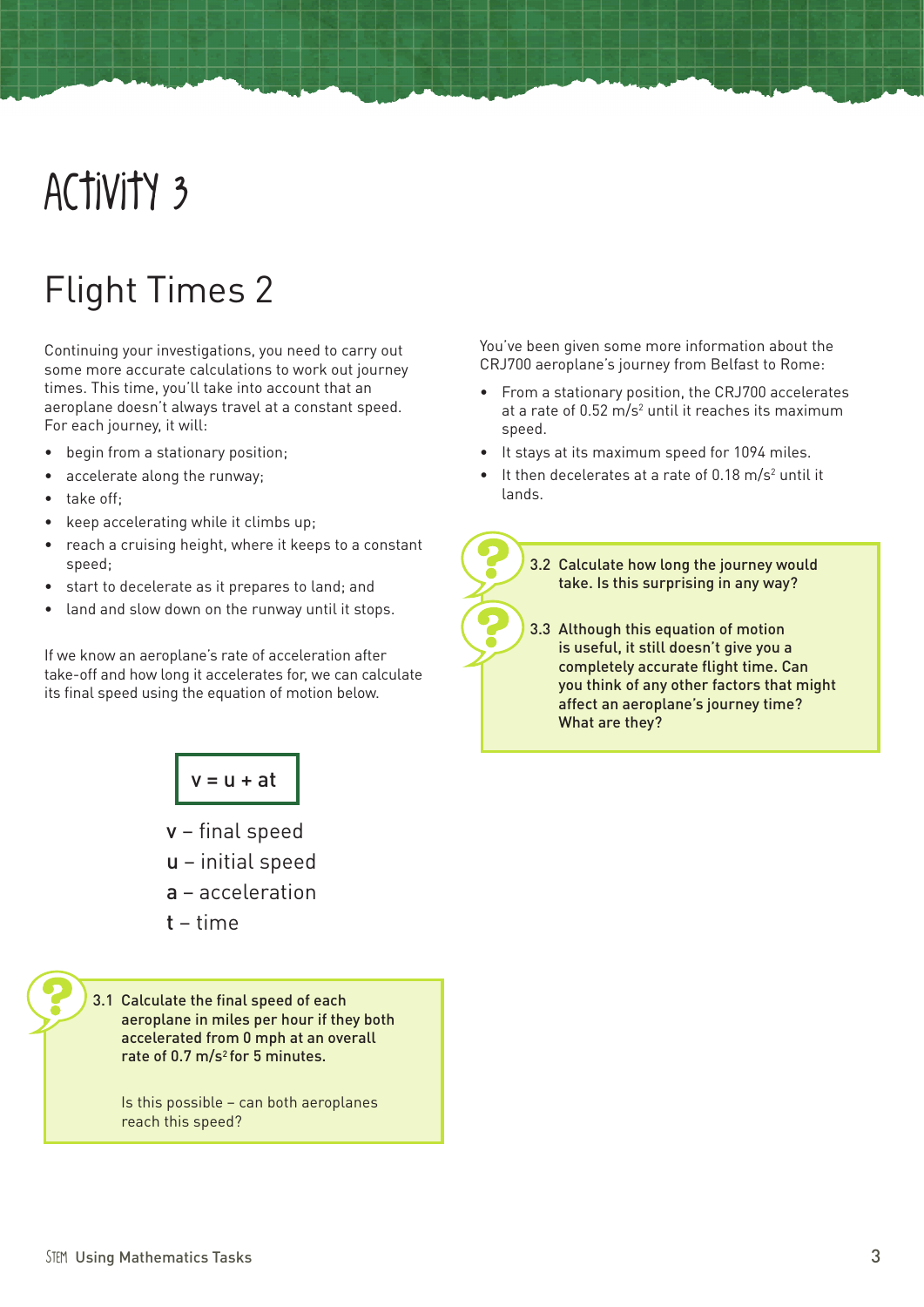# Activity 3

## Flight Times 2

Continuing your investigations, you need to carry out some more accurate calculations to work out journey times. This time, you'll take into account that an aeroplane doesn't always travel at a constant speed. For each journey, it will:

- begin from a stationary position;
- accelerate along the runway;
- take off;
- keep accelerating while it climbs up;
- reach a cruising height, where it keeps to a constant speed;
- start to decelerate as it prepares to land; and
- land and slow down on the runway until it stops.

If we know an aeroplane's rate of acceleration after take-off and how long it accelerates for, we can calculate its final speed using the equation of motion below.

$$v = u + at$$

v – final speed
u – initial speed
a – acceleration
t – time

**3.1 Calculate the final speed of each aeroplane in miles per hour if they both accelerated from 0 mph at an overall rate of 0.7 m/s² for 5 minutes.**

Is this possible – can both aeroplanes reach this speed?

You've been given some more information about the CRJ700 aeroplane's journey from Belfast to Rome:

- From a stationary position, the CRJ700 accelerates at a rate of 0.52 m/s² until it reaches its maximum speed.
- It stays at its maximum speed for 1094 miles.
- It then decelerates at a rate of 0.18 m/s² until it lands.

**3.2 Calculate how long the journey would take. Is this surprising in any way?**

**3.3 Although this equation of motion is useful, it still doesn't give you a completely accurate flight time. Can you think of any other factors that might affect an aeroplane's journey time? What are they?**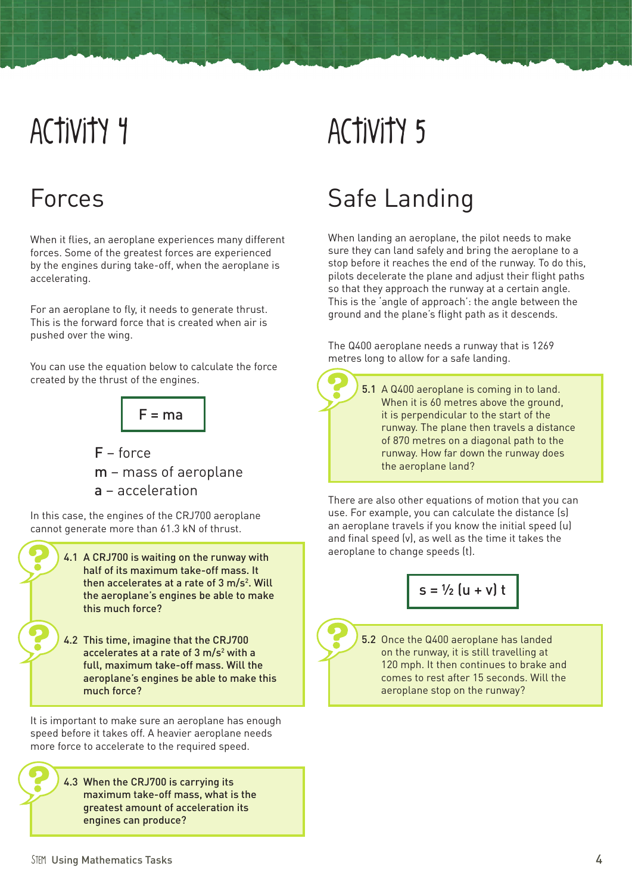# Activity 4

## Forces

When it flies, an aeroplane experiences many different forces. Some of the greatest forces are experienced by the engines during take-off, when the aeroplane is accelerating.

For an aeroplane to fly, it needs to generate thrust. This is the forward force that is created when air is pushed over the wing.

You can use the equation below to calculate the force created by the thrust of the engines.

$$F = ma$$

F – force
m – mass of aeroplane
a – acceleration

In this case, the engines of the CRJ700 aeroplane cannot generate more than 61.3 kN of thrust.

**4.1** A CRJ700 is waiting on the runway with half of its maximum take-off mass. It then accelerates at a rate of 3 $m/s^2$. Will the aeroplane's engines be able to make this much force?

**4.2** This time, imagine that the CRJ700 accelerates at a rate of 3 $m/s^2$ with a full, maximum take-off mass. Will the aeroplane's engines be able to make this much force?

It is important to make sure an aeroplane has enough speed before it takes off. A heavier aeroplane needs more force to accelerate to the required speed.

**4.3** When the CRJ700 is carrying its maximum take-off mass, what is the greatest amount of acceleration its engines can produce?

# Activity 5

## Safe Landing

When landing an aeroplane, the pilot needs to make sure they can land safely and bring the aeroplane to a stop before it reaches the end of the runway. To do this, pilots decelerate the plane and adjust their flight paths so that they approach the runway at a certain angle. This is the 'angle of approach': the angle between the ground and the plane's flight path as it descends.

The Q400 aeroplane needs a runway that is 1269 metres long to allow for a safe landing.

**5.1** A Q400 aeroplane is coming in to land. When it is 60 metres above the ground, it is perpendicular to the start of the runway. The plane then travels a distance of 870 metres on a diagonal path to the runway. How far down the runway does the aeroplane land?

There are also other equations of motion that you can use. For example, you can calculate the distance (s) an aeroplane travels if you know the initial speed (u) and final speed (v), as well as the time it takes the aeroplane to change speeds (t).

$$s = \tfrac{1}{2}(u + v)\,t$$

**5.2** Once the Q400 aeroplane has landed on the runway, it is still travelling at 120 mph. It then continues to brake and comes to rest after 15 seconds. Will the aeroplane stop on the runway?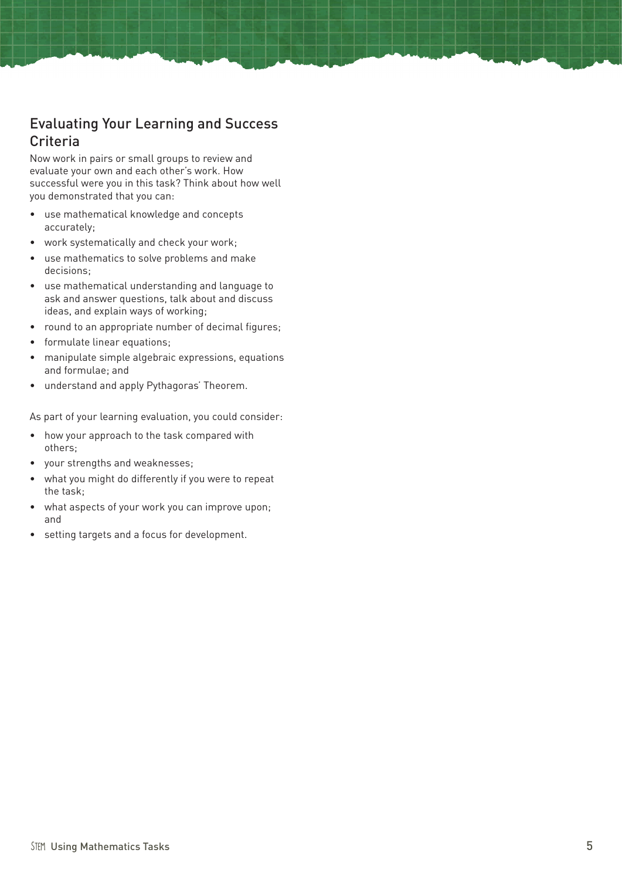## Evaluating Your Learning and Success Criteria

Now work in pairs or small groups to review and evaluate your own and each other's work. How successful were you in this task? Think about how well you demonstrated that you can:

- use mathematical knowledge and concepts accurately;
- work systematically and check your work;
- use mathematics to solve problems and make decisions;
- use mathematical understanding and language to ask and answer questions, talk about and discuss ideas, and explain ways of working;
- round to an appropriate number of decimal figures;
- formulate linear equations;
- manipulate simple algebraic expressions, equations and formulae; and
- understand and apply Pythagoras' Theorem.

As part of your learning evaluation, you could consider:

- how your approach to the task compared with others;
- your strengths and weaknesses;
- what you might do differently if you were to repeat the task;
- what aspects of your work you can improve upon; and
- setting targets and a focus for development.